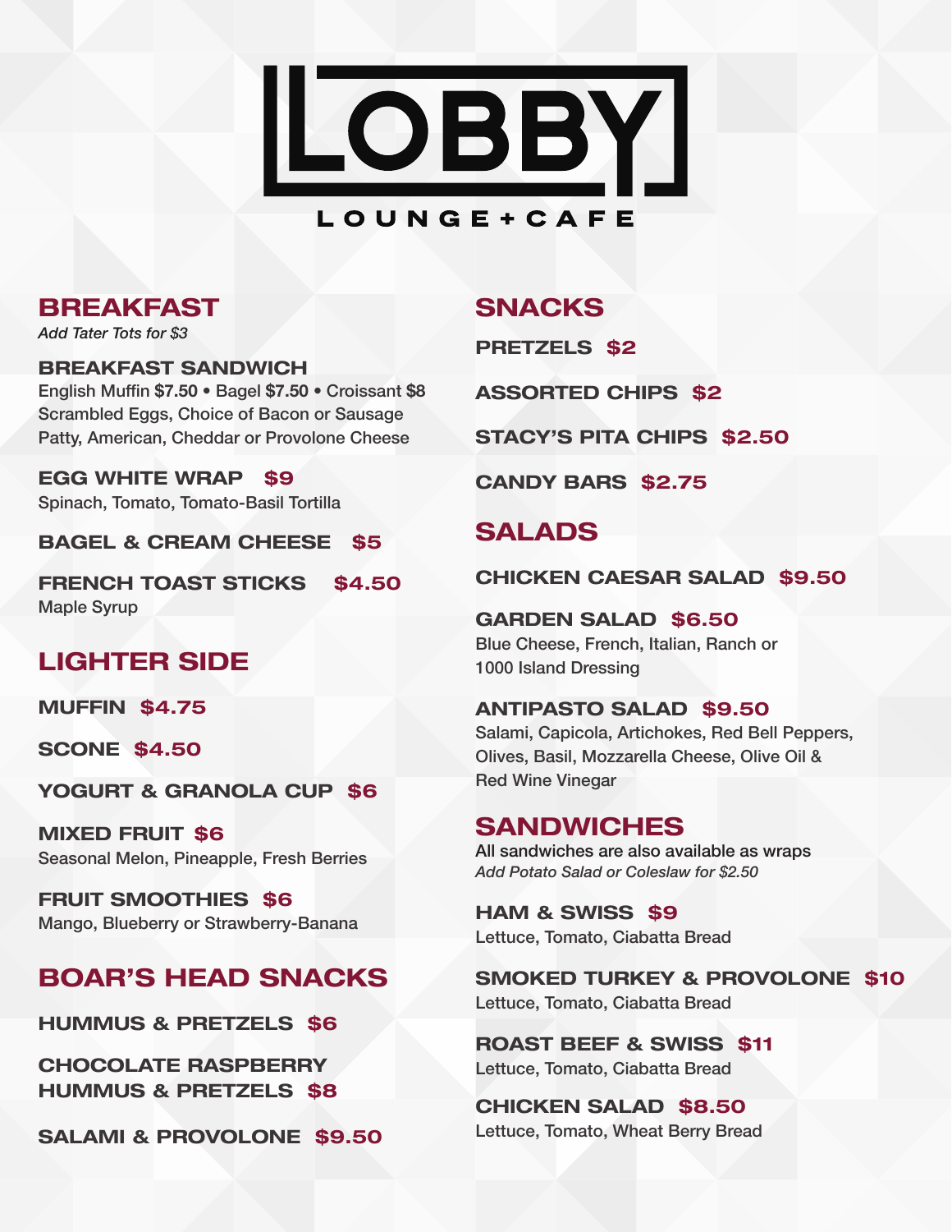# LOBBY

LOUNGE + CAFE

## BREAKFAST

*Add Tater Tots for $3*

**BREAKFAST SANDWICH**
English Muffin **$7.50** • Bagel **$7.50** • Croissant **$8**
Scrambled Eggs, Choice of Bacon or Sausage Patty, American, Cheddar or Provolone Cheese

**EGG WHITE WRAP $9**
Spinach, Tomato, Tomato-Basil Tortilla

**BAGEL & CREAM CHEESE $5**

**FRENCH TOAST STICKS $4.50**
Maple Syrup

## LIGHTER SIDE

**MUFFIN $4.75**

**SCONE $4.50**

**YOGURT & GRANOLA CUP $6**

**MIXED FRUIT $6**
Seasonal Melon, Pineapple, Fresh Berries

**FRUIT SMOOTHIES $6**
Mango, Blueberry or Strawberry-Banana

## BOAR'S HEAD SNACKS

**HUMMUS & PRETZELS $6**

**CHOCOLATE RASPBERRY HUMMUS & PRETZELS $8**

**SALAMI & PROVOLONE $9.50**

## SNACKS

**PRETZELS $2**

**ASSORTED CHIPS $2**

**STACY'S PITA CHIPS $2.50**

**CANDY BARS $2.75**

## SALADS

**CHICKEN CAESAR SALAD $9.50**

**GARDEN SALAD $6.50**
Blue Cheese, French, Italian, Ranch or 1000 Island Dressing

**ANTIPASTO SALAD $9.50**
Salami, Capicola, Artichokes, Red Bell Peppers, Olives, Basil, Mozzarella Cheese, Olive Oil & Red Wine Vinegar

## SANDWICHES

All sandwiches are also available as wraps
*Add Potato Salad or Coleslaw for $2.50*

**HAM & SWISS $9**
Lettuce, Tomato, Ciabatta Bread

**SMOKED TURKEY & PROVOLONE $10**
Lettuce, Tomato, Ciabatta Bread

**ROAST BEEF & SWISS $11**
Lettuce, Tomato, Ciabatta Bread

**CHICKEN SALAD $8.50**
Lettuce, Tomato, Wheat Berry Bread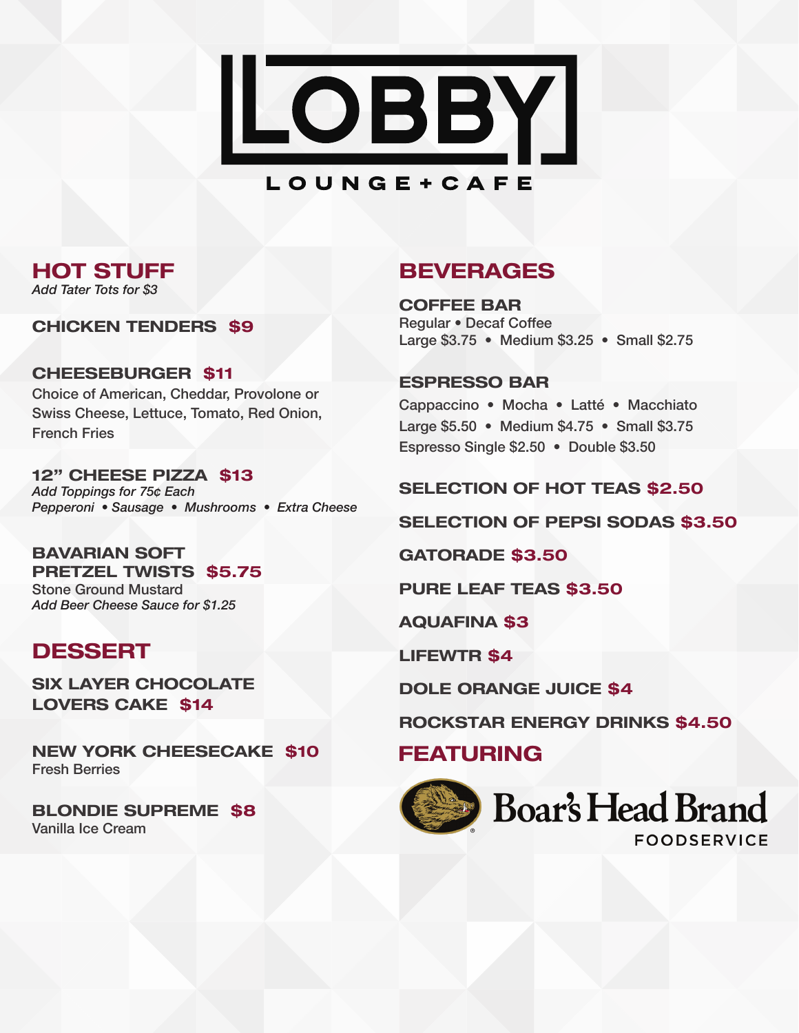# LOBBY

LOUNGE+CAFE

## HOT STUFF

*Add Tater Tots for $3*

### CHICKEN TENDERS $9

### CHEESEBURGER $11

Choice of American, Cheddar, Provolone or Swiss Cheese, Lettuce, Tomato, Red Onion, French Fries

### 12" CHEESE PIZZA $13

*Add Toppings for 75¢ Each*
*Pepperoni • Sausage • Mushrooms • Extra Cheese*

### BAVARIAN SOFT PRETZEL TWISTS $5.75

Stone Ground Mustard
*Add Beer Cheese Sauce for $1.25*

## DESSERT

### SIX LAYER CHOCOLATE LOVERS CAKE $14

### NEW YORK CHEESECAKE $10

Fresh Berries

### BLONDIE SUPREME $8

Vanilla Ice Cream

## BEVERAGES

### COFFEE BAR

Regular • Decaf Coffee
Large $3.75 • Medium $3.25 • Small $2.75

### ESPRESSO BAR

Cappaccino • Mocha • Latté • Macchiato
Large $5.50 • Medium $4.75 • Small $3.75
Espresso Single $2.50 • Double $3.50

### SELECTION OF HOT TEAS $2.50

### SELECTION OF PEPSI SODAS $3.50

### GATORADE $3.50

### PURE LEAF TEAS $3.50

### AQUAFINA $3

### LIFEWTR $4

### DOLE ORANGE JUICE $4

### ROCKSTAR ENERGY DRINKS $4.50

## FEATURING

Boar's Head Brand
FOODSERVICE